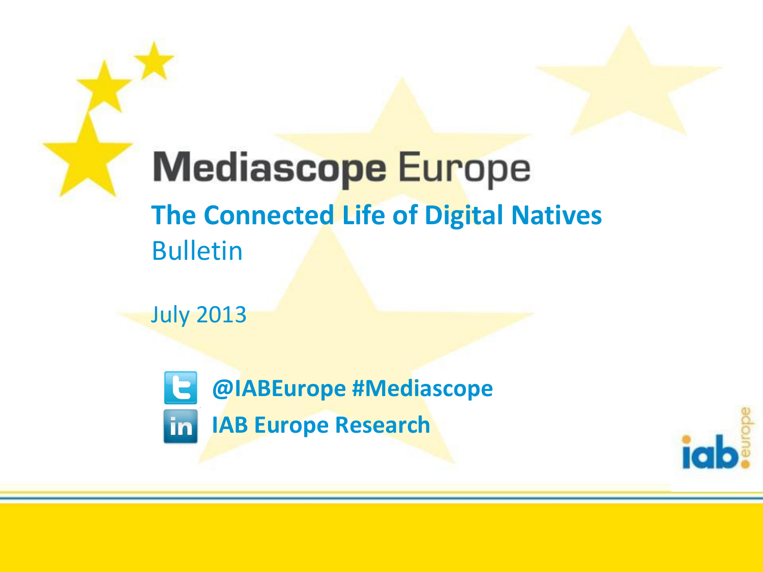# Mediascope Europe

## The Connected Life of Digital Natives

Bulletin

July 2013

@IABEurope #Mediascope

IAB Europe Research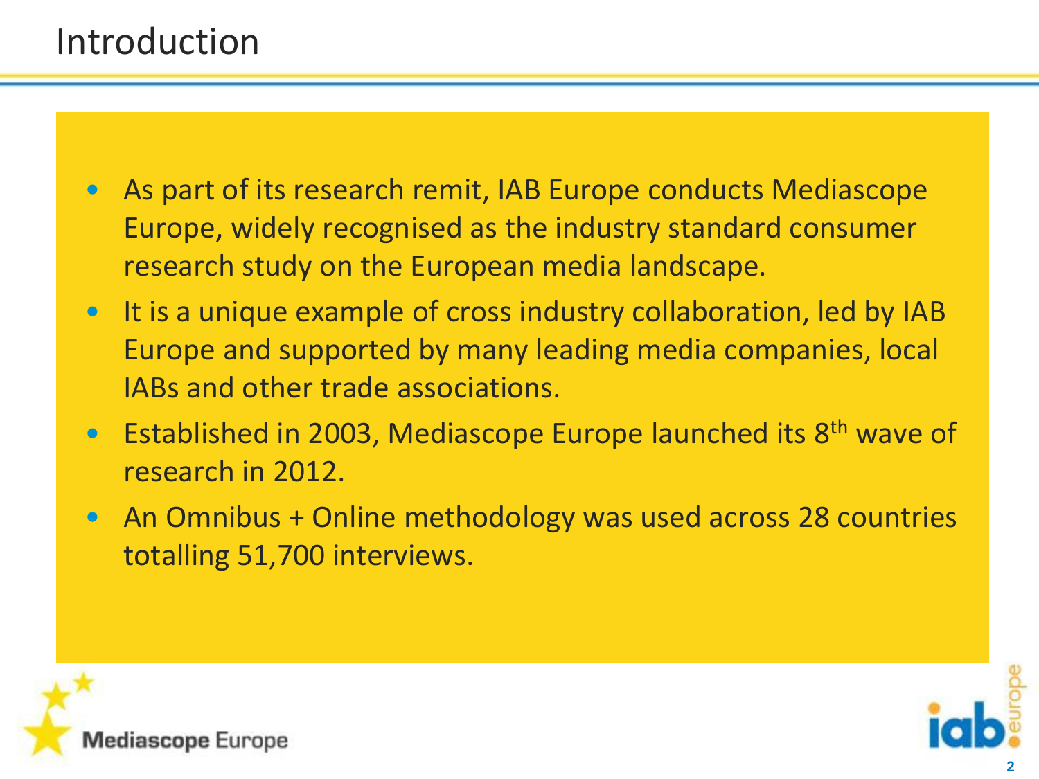# Introduction

- As part of its research remit, IAB Europe conducts Mediascope Europe, widely recognised as the industry standard consumer research study on the European media landscape.
- It is a unique example of cross industry collaboration, led by IAB Europe and supported by many leading media companies, local IABs and other trade associations.
- Established in 2003, Mediascope Europe launched its 8th wave of research in 2012.
- An Omnibus + Online methodology was used across 28 countries totalling 51,700 interviews.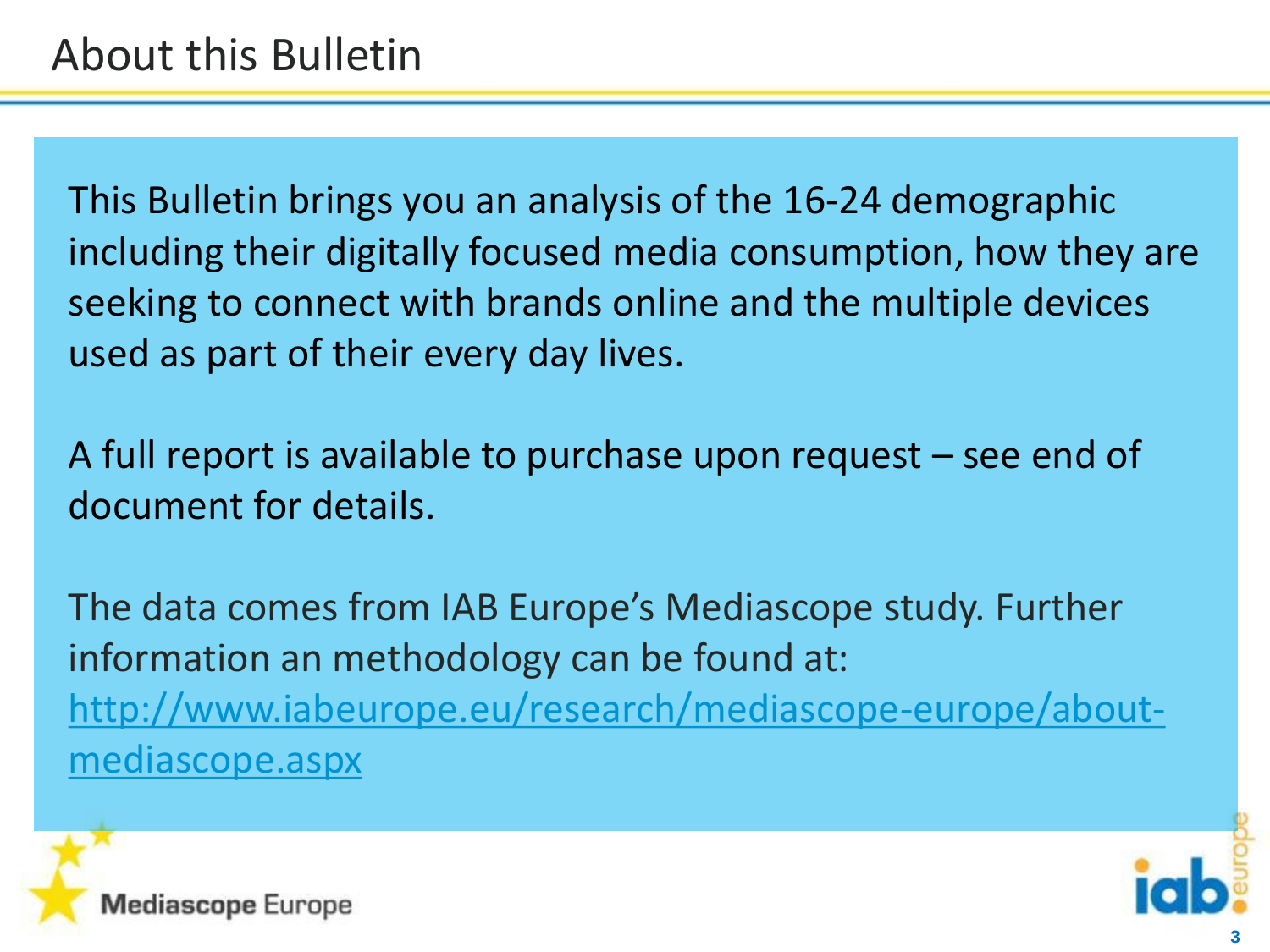# About this Bulletin

This Bulletin brings you an analysis of the 16-24 demographic including their digitally focused media consumption, how they are seeking to connect with brands online and the multiple devices used as part of their every day lives.

A full report is available to purchase upon request – see end of document for details.

The data comes from IAB Europe's Mediascope study. Further information an methodology can be found at: [http://www.iabeurope.eu/research/mediascope-europe/about-mediascope.aspx](http://www.iabeurope.eu/research/mediascope-europe/about-mediascope.aspx)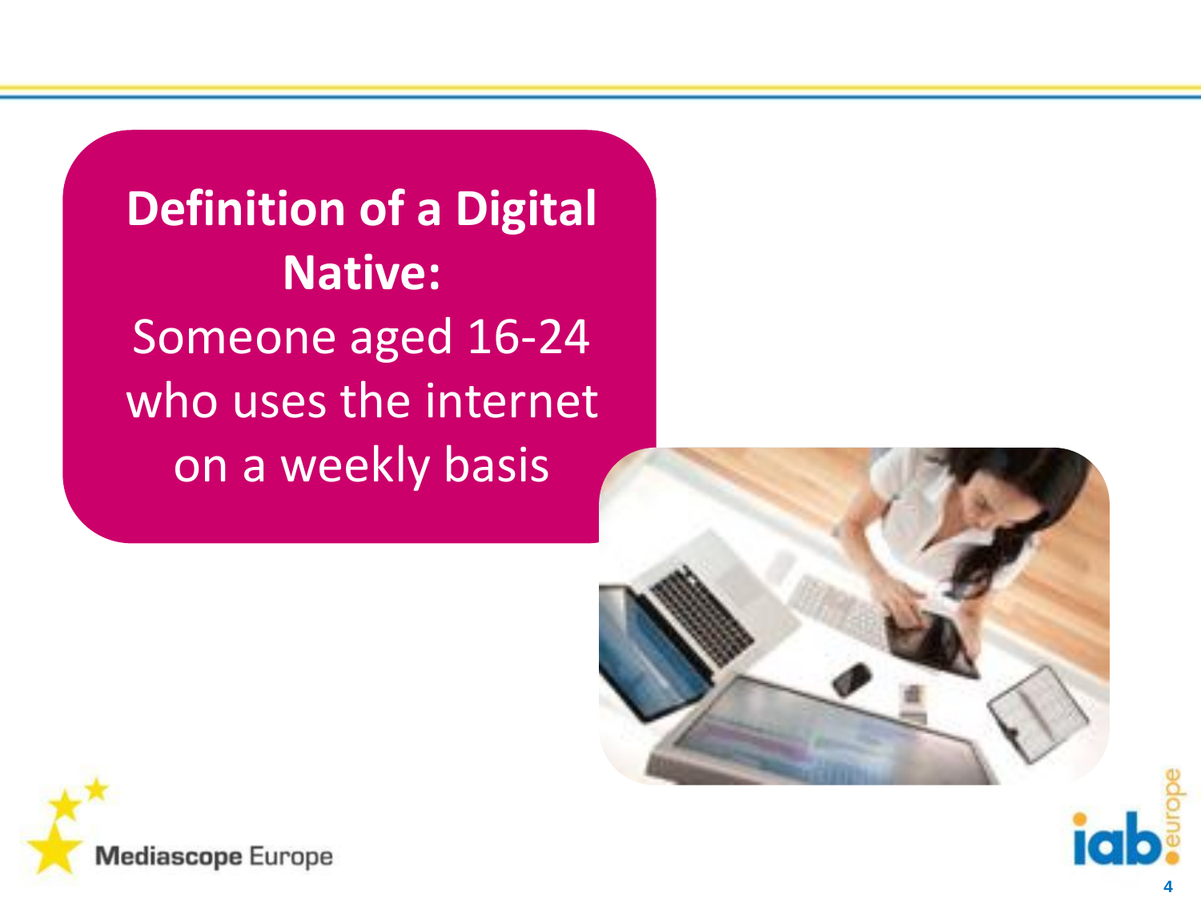**Definition of a Digital Native:**

Someone aged 16-24 who uses the internet on a weekly basis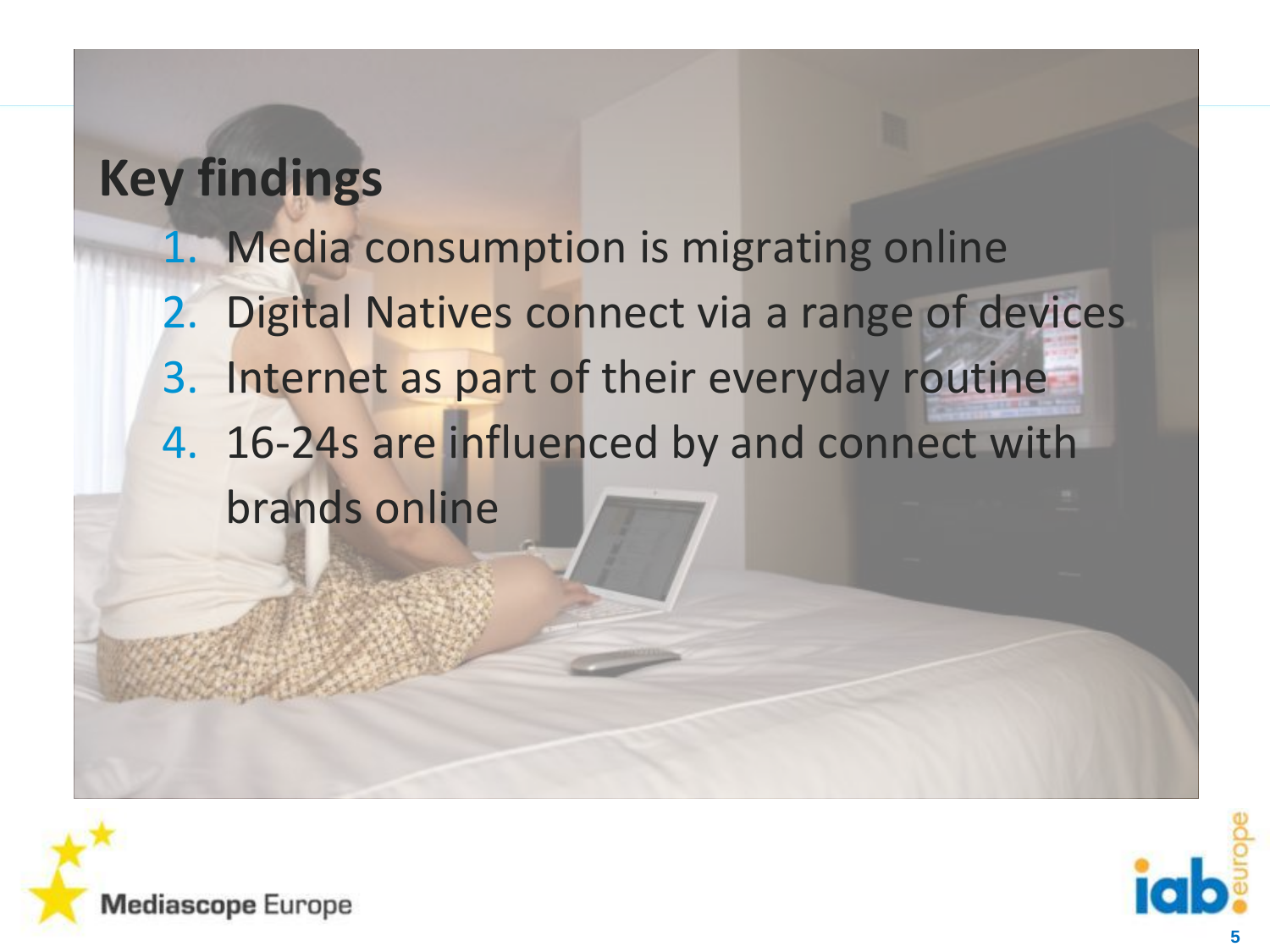# Key findings

1. Media consumption is migrating online
2. Digital Natives connect via a range of devices
3. Internet as part of their everyday routine
4. 16-24s are influenced by and connect with brands online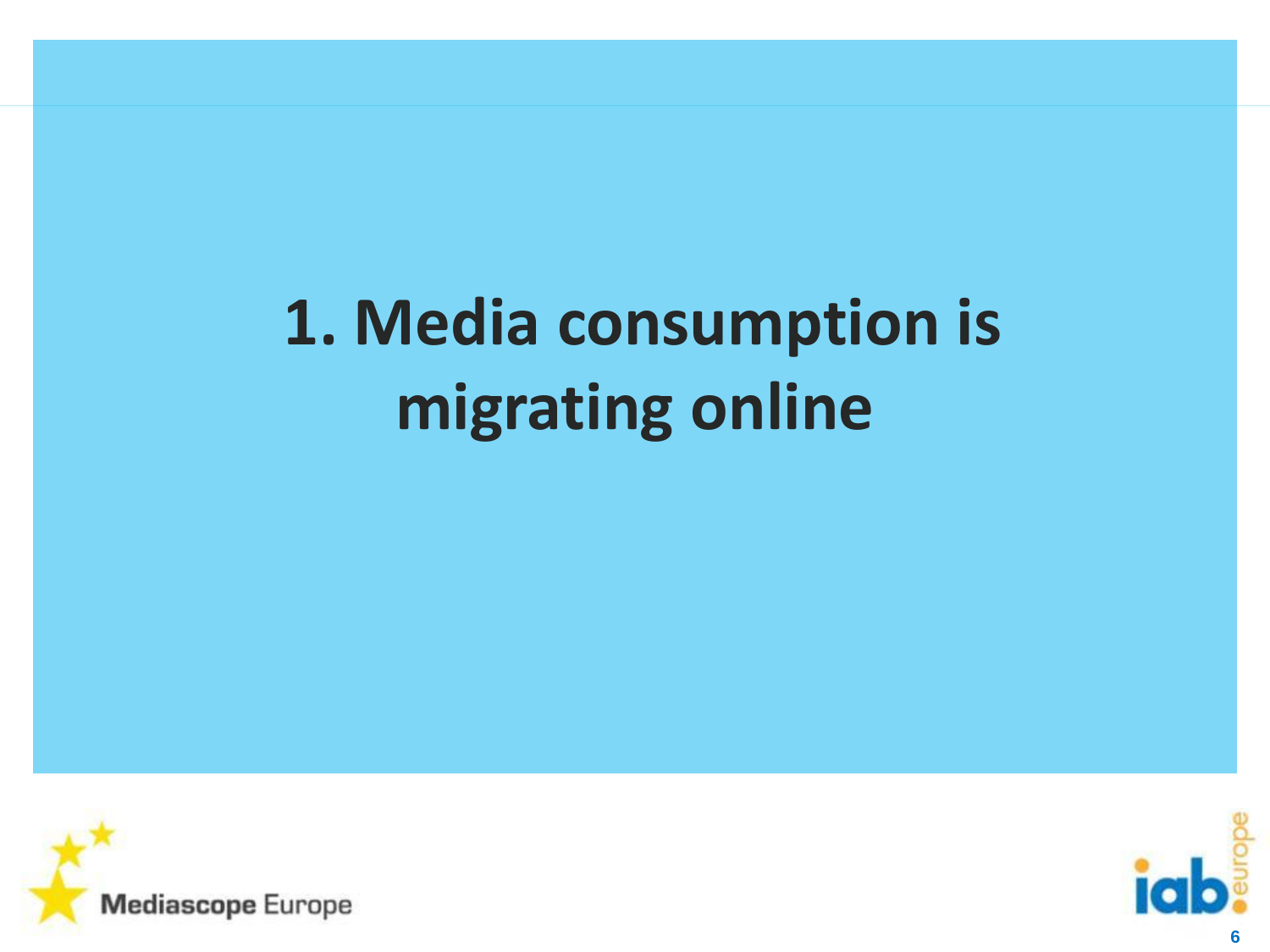# 1. Media consumption is migrating online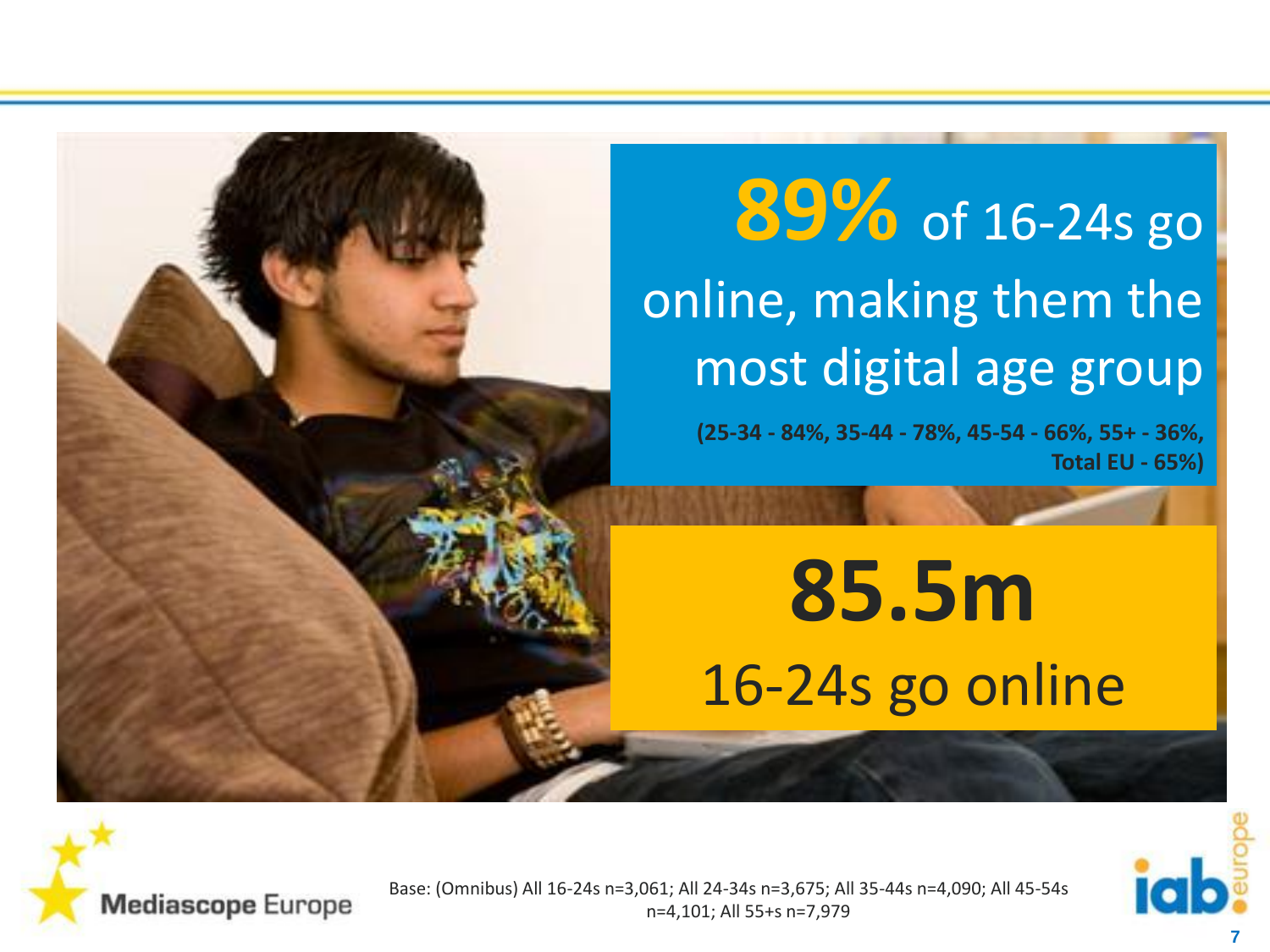**89%** of 16-24s go online, making them the most digital age group

**(25-34 - 84%, 35-44 - 78%, 45-54 - 66%, 55+ - 36%, Total EU - 65%)**

**85.5m**

16-24s go online

Base: (Omnibus) All 16-24s n=3,061; All 24-34s n=3,675; All 35-44s n=4,090; All 45-54s n=4,101; All 55+s n=7,979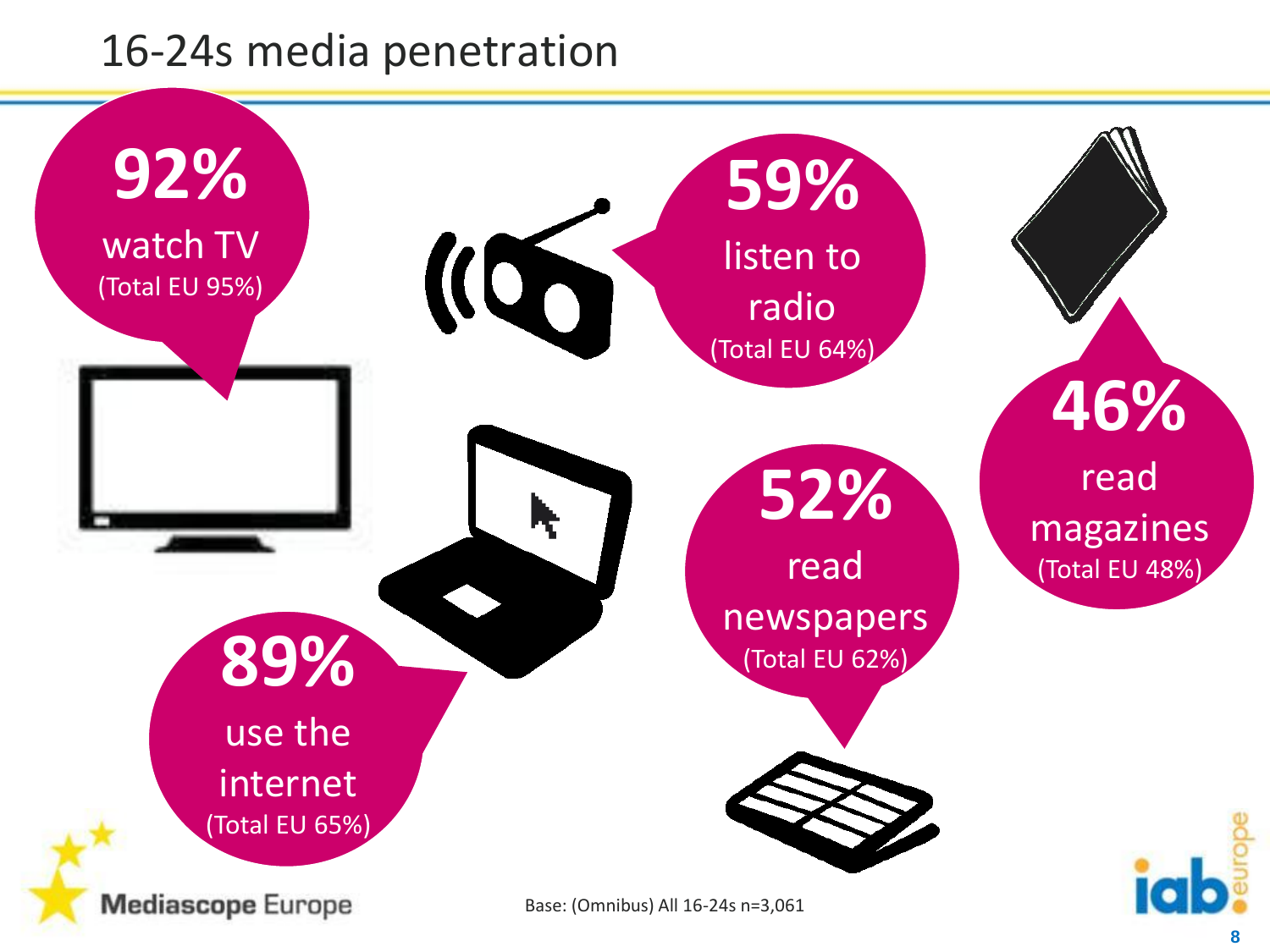# 16-24s media penetration

**92%** watch TV (Total EU 95%)

**59%** listen to radio (Total EU 64%)

**46%** read magazines (Total EU 48%)

**52%** read newspapers (Total EU 62%)

**89%** use the internet (Total EU 65%)

Base: (Omnibus) All 16-24s n=3,061

Mediascope Europe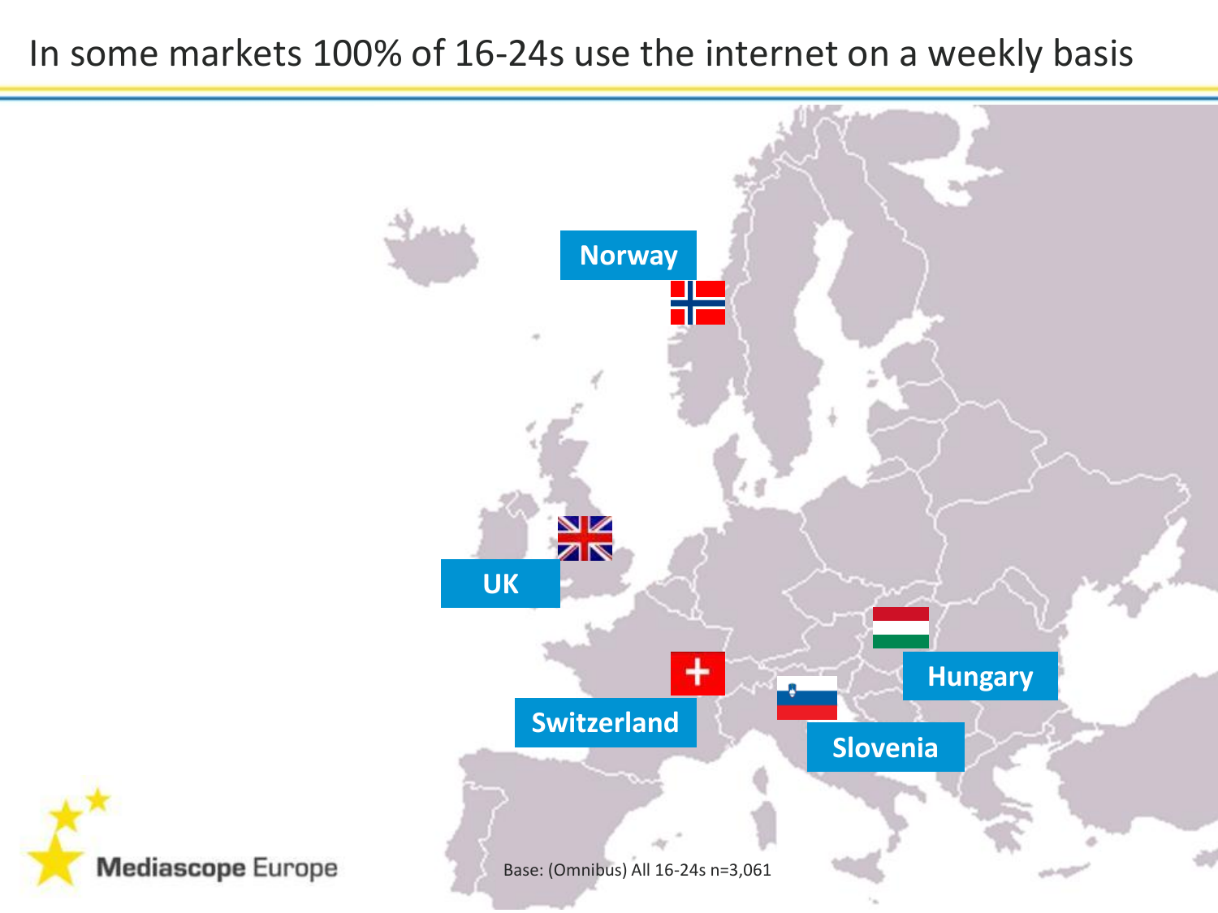# In some markets 100% of 16-24s use the internet on a weekly basis

Norway

UK

Switzerland

Slovenia

Hungary

Base: (Omnibus) All 16-24s n=3,061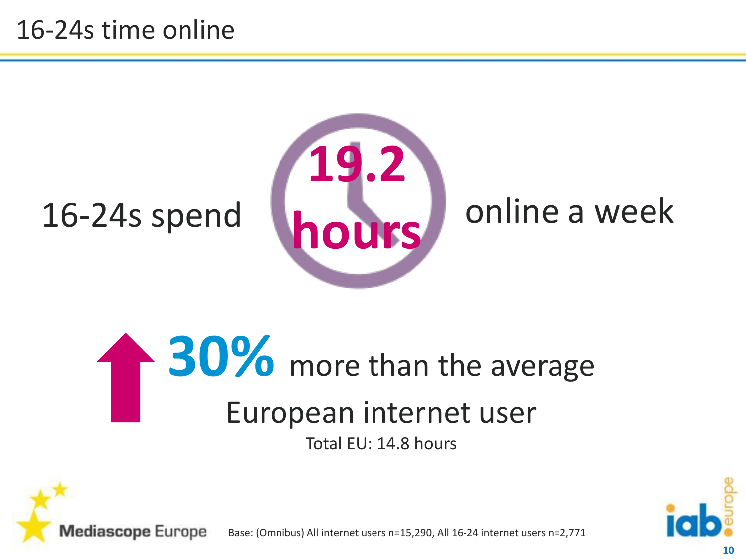# 16-24s time online

16-24s spend **19.2 hours** online a week

**30%** more than the average European internet user

Total EU: 14.8 hours

Mediascope Europe

Base: (Omnibus) All internet users n=15,290, All 16-24 internet users n=2,771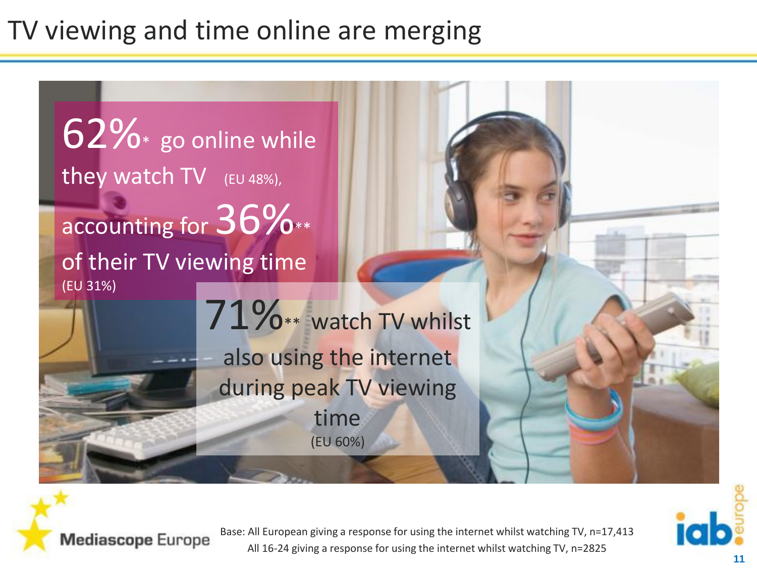# TV viewing and time online are merging

62%* go online while they watch TV (EU 48%), accounting for 36%** of their TV viewing time (EU 31%)

71%** watch TV whilst also using the internet during peak TV viewing time (EU 60%)

Mediascope Europe

Base: All European giving a response for using the internet whilst watching TV, n=17,413
All 16-24 giving a response for using the internet whilst watching TV, n=2825

iab europe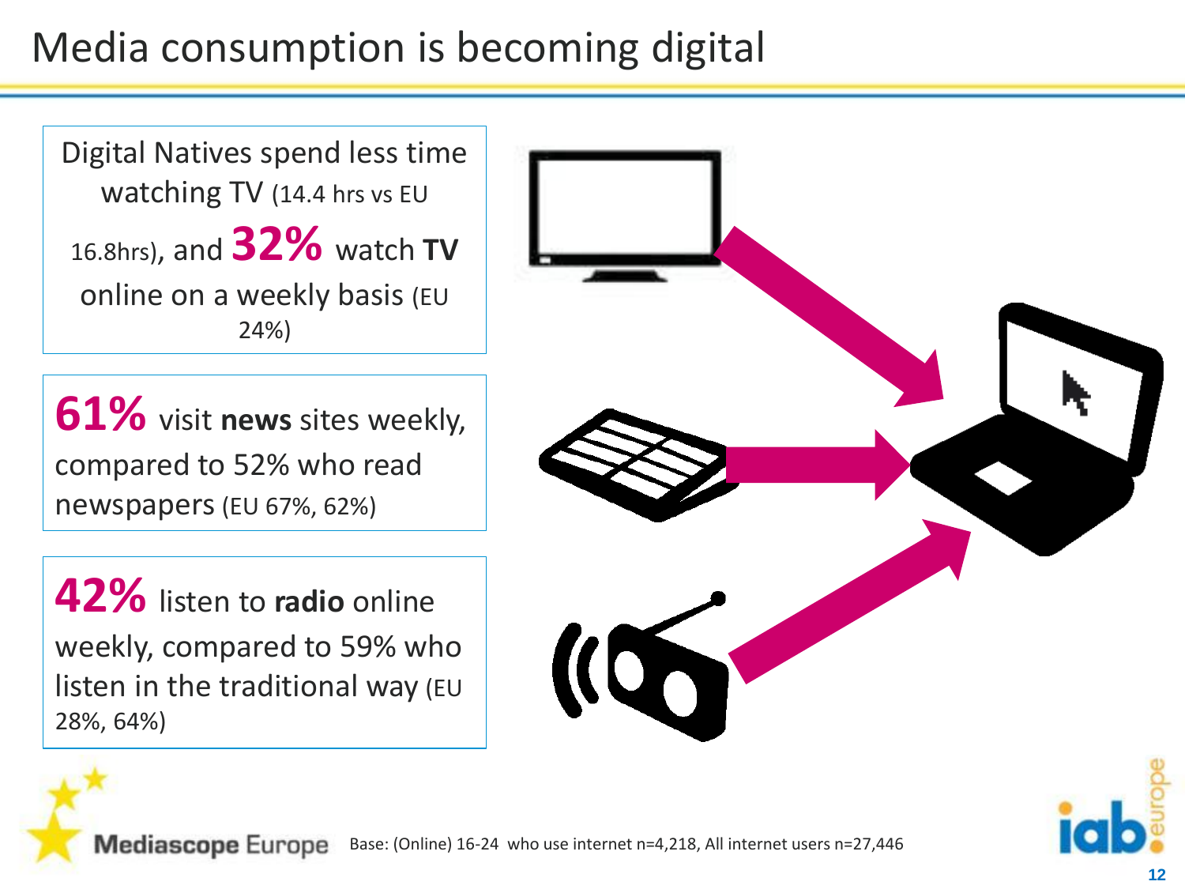# Media consumption is becoming digital

Digital Natives spend less time watching TV (14.4 hrs vs EU 16.8hrs), and **32%** watch **TV** online on a weekly basis (EU 24%)

**61%** visit **news** sites weekly, compared to 52% who read newspapers (EU 67%, 62%)

**42%** listen to **radio** online weekly, compared to 59% who listen in the traditional way (EU 28%, 64%)

Mediascope Europe

Base: (Online) 16-24 who use internet n=4,218, All internet users n=27,446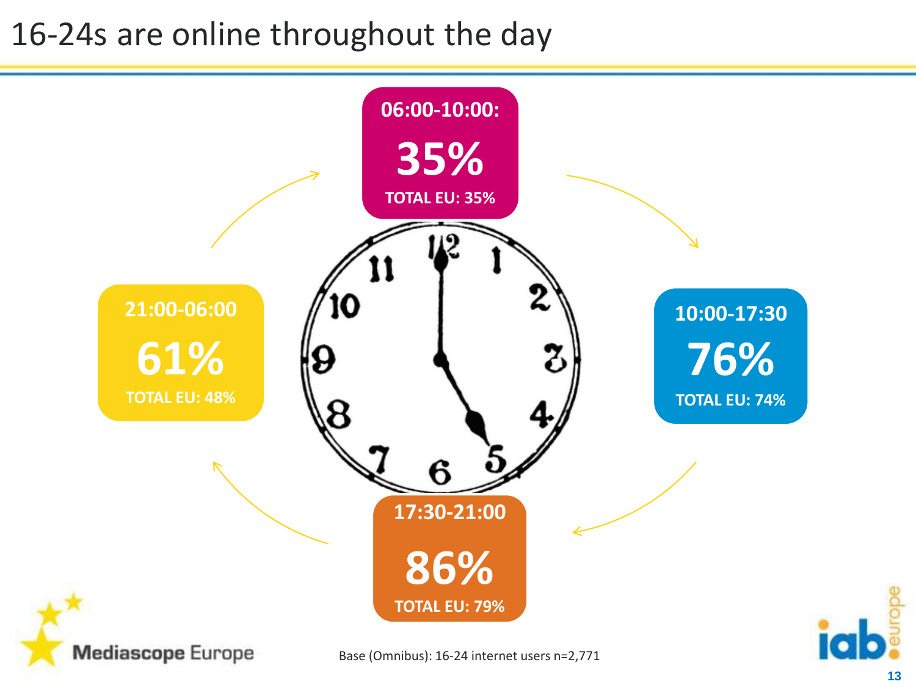# 16-24s are online throughout the day

**06:00-10:00:**
**35%**
**TOTAL EU: 35%**

**10:00-17:30**
**76%**
**TOTAL EU: 74%**

**17:30-21:00**
**86%**
**TOTAL EU: 79%**

**21:00-06:00**
**61%**
**TOTAL EU: 48%**

Base (Omnibus): 16-24 internet users n=2,771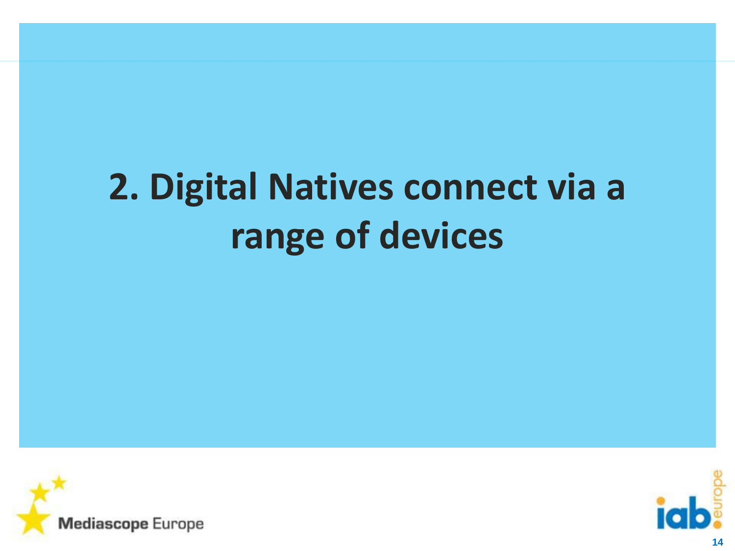# 2. Digital Natives connect via a range of devices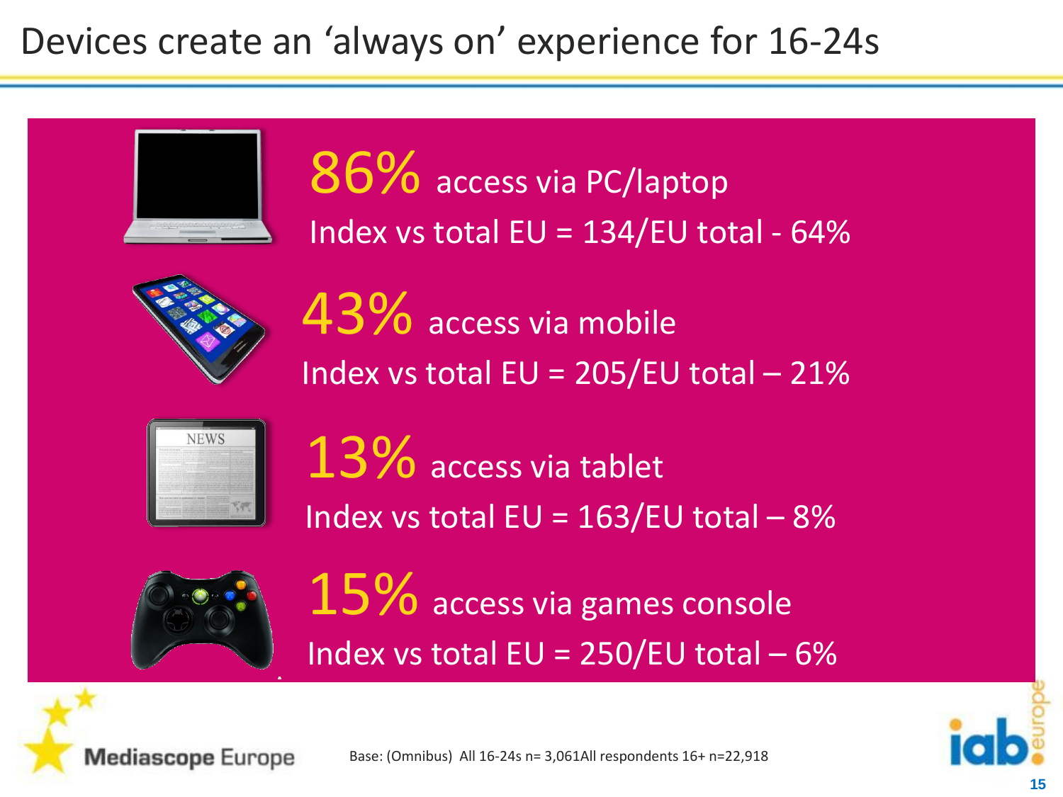# Devices create an 'always on' experience for 16-24s

**86%** access via PC/laptop

Index vs total EU = 134/EU total - 64%

**43%** access via mobile

Index vs total EU = 205/EU total – 21%

**13%** access via tablet

Index vs total EU = 163/EU total – 8%

**15%** access via games console

Index vs total EU = 250/EU total – 6%

Base: (Omnibus) All 16-24s n= 3,061All respondents 16+ n=22,918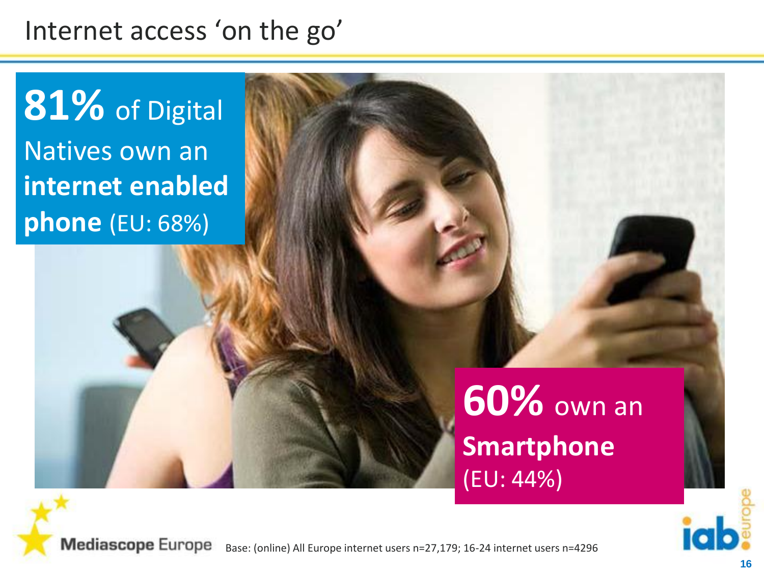# Internet access 'on the go'

**81%** of Digital Natives own an **internet enabled phone** (EU: 68%)

**60%** own an **Smartphone** (EU: 44%)

Mediascope Europe

Base: (online) All Europe internet users n=27,179; 16-24 internet users n=4296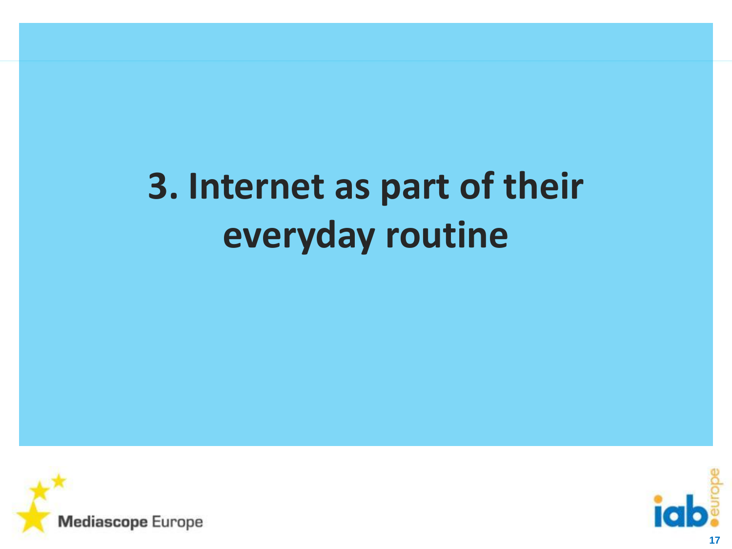# 3. Internet as part of their everyday routine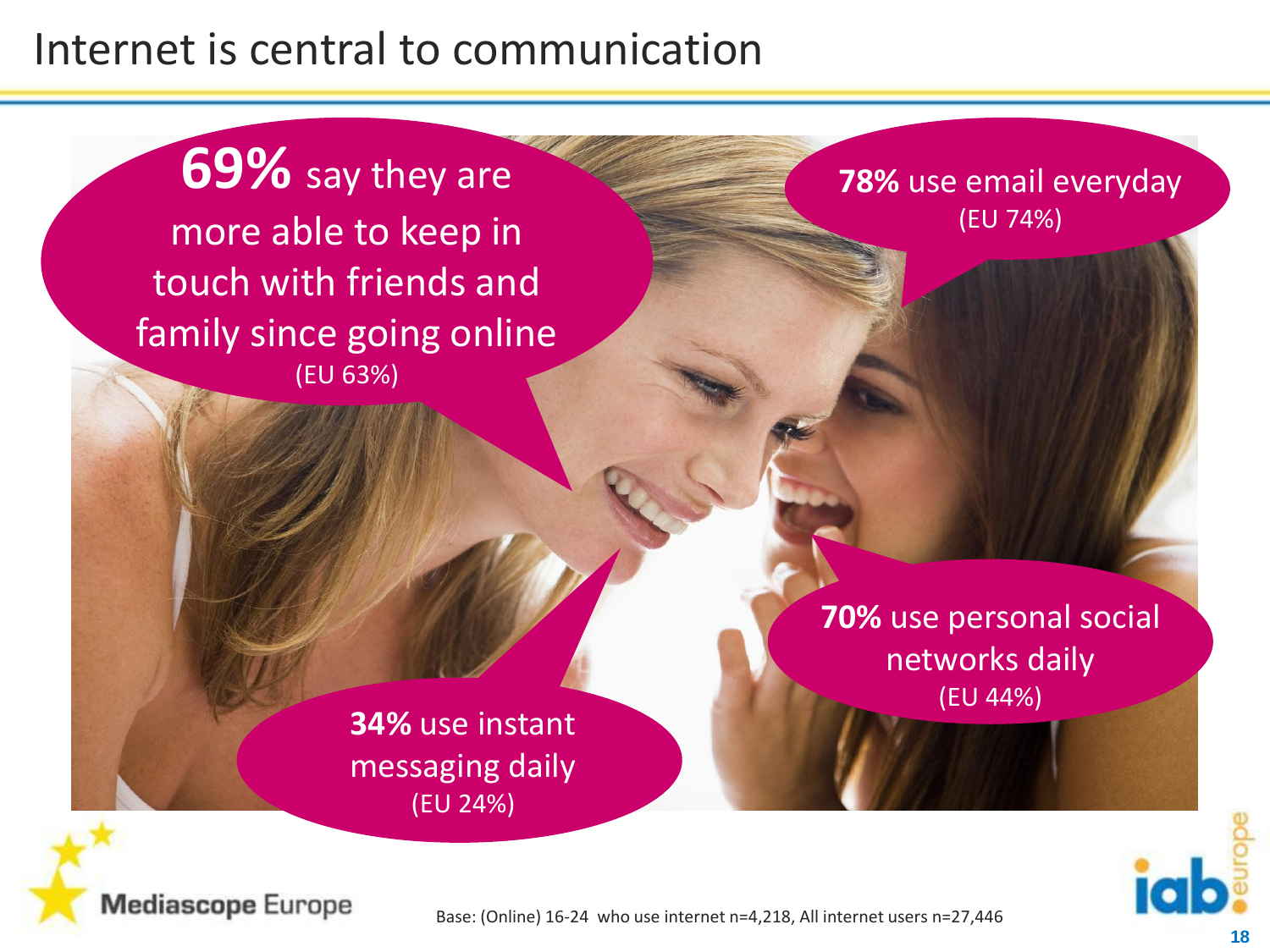# Internet is central to communication

**69%** say they are more able to keep in touch with friends and family since going online (EU 63%)

**78%** use email everyday (EU 74%)

**70%** use personal social networks daily (EU 44%)

**34%** use instant messaging daily (EU 24%)

Mediascope Europe

Base: (Online) 16-24 who use internet n=4,218, All internet users n=27,446

iab europe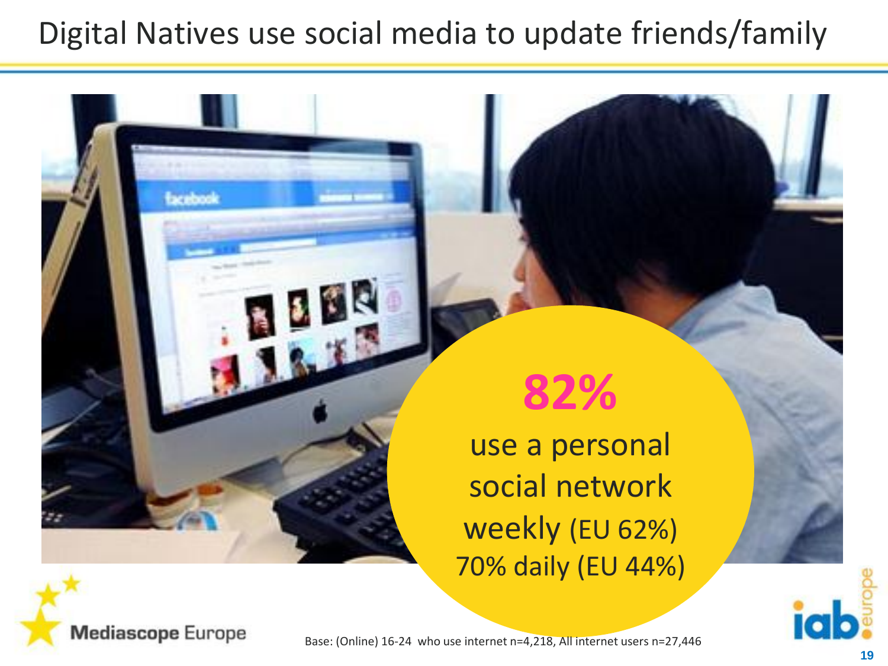# Digital Natives use social media to update friends/family

**82%**

use a personal social network weekly (EU 62%)
70% daily (EU 44%)

Base: (Online) 16-24 who use internet n=4,218, All internet users n=27,446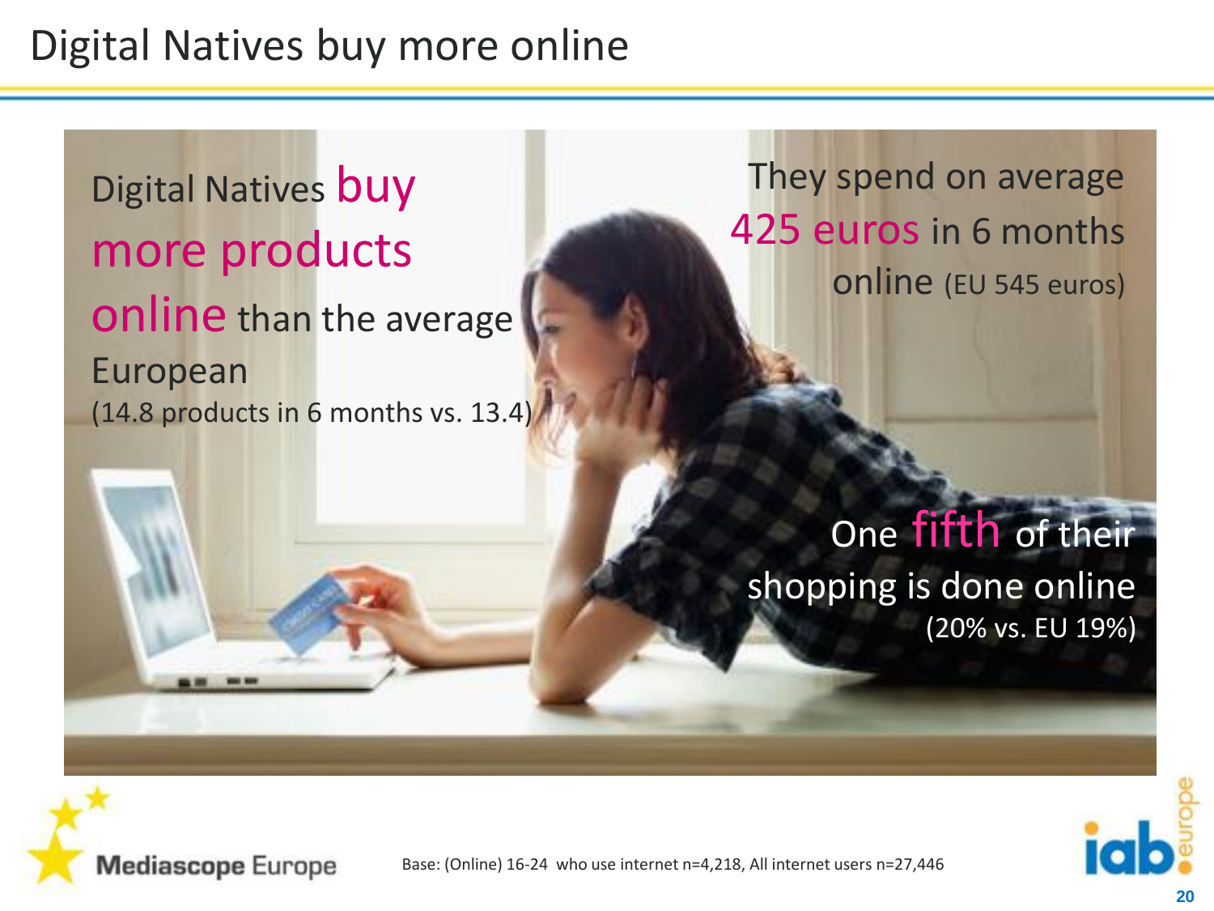# Digital Natives buy more online

Digital Natives buy more products online than the average European
(14.8 products in 6 months vs. 13.4)

They spend on average 425 euros in 6 months online (EU 545 euros)

One fifth of their shopping is done online
(20% vs. EU 19%)

Base: (Online) 16-24 who use internet n=4,218, All internet users n=27,446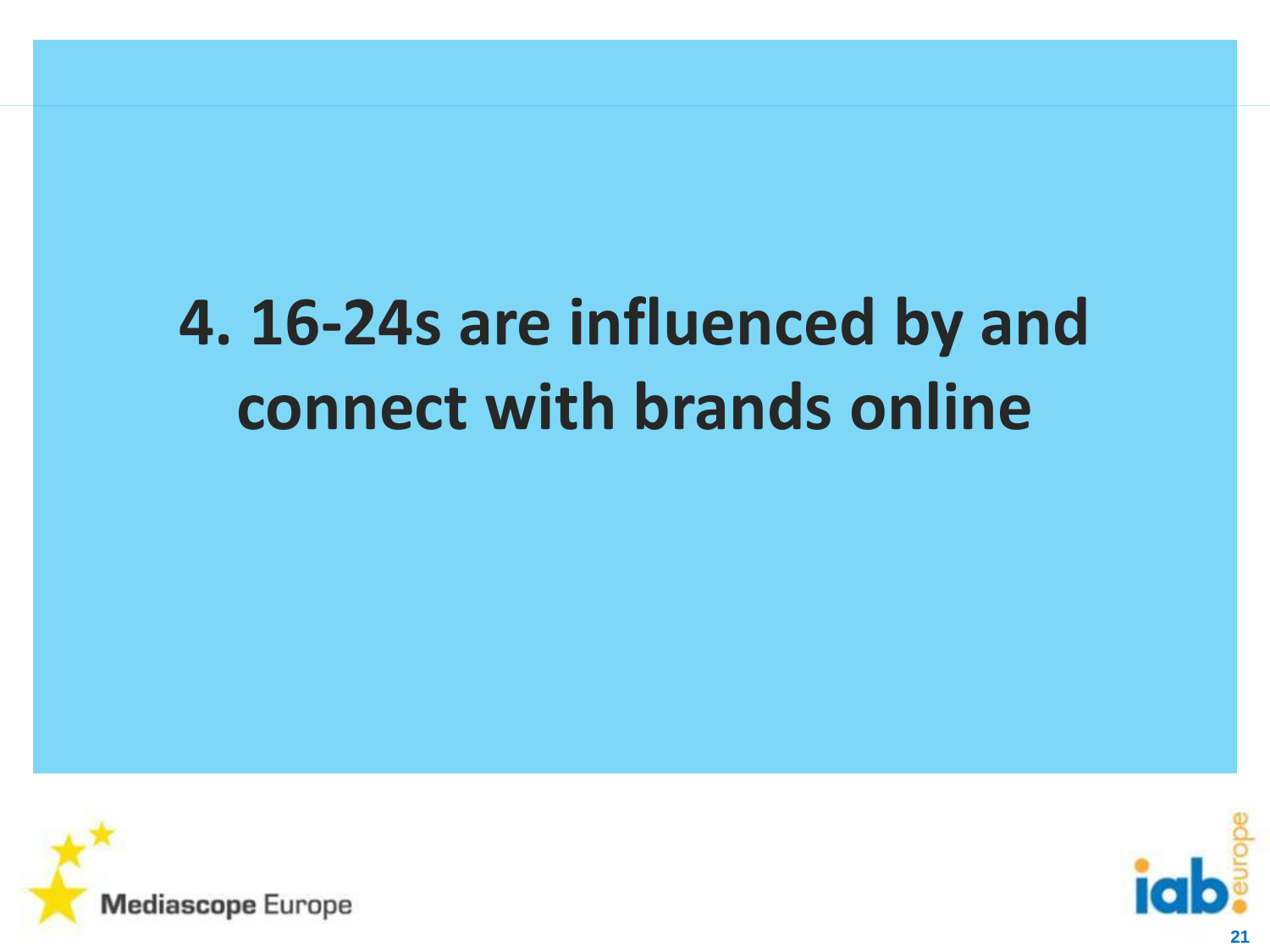# 4. 16-24s are influenced by and connect with brands online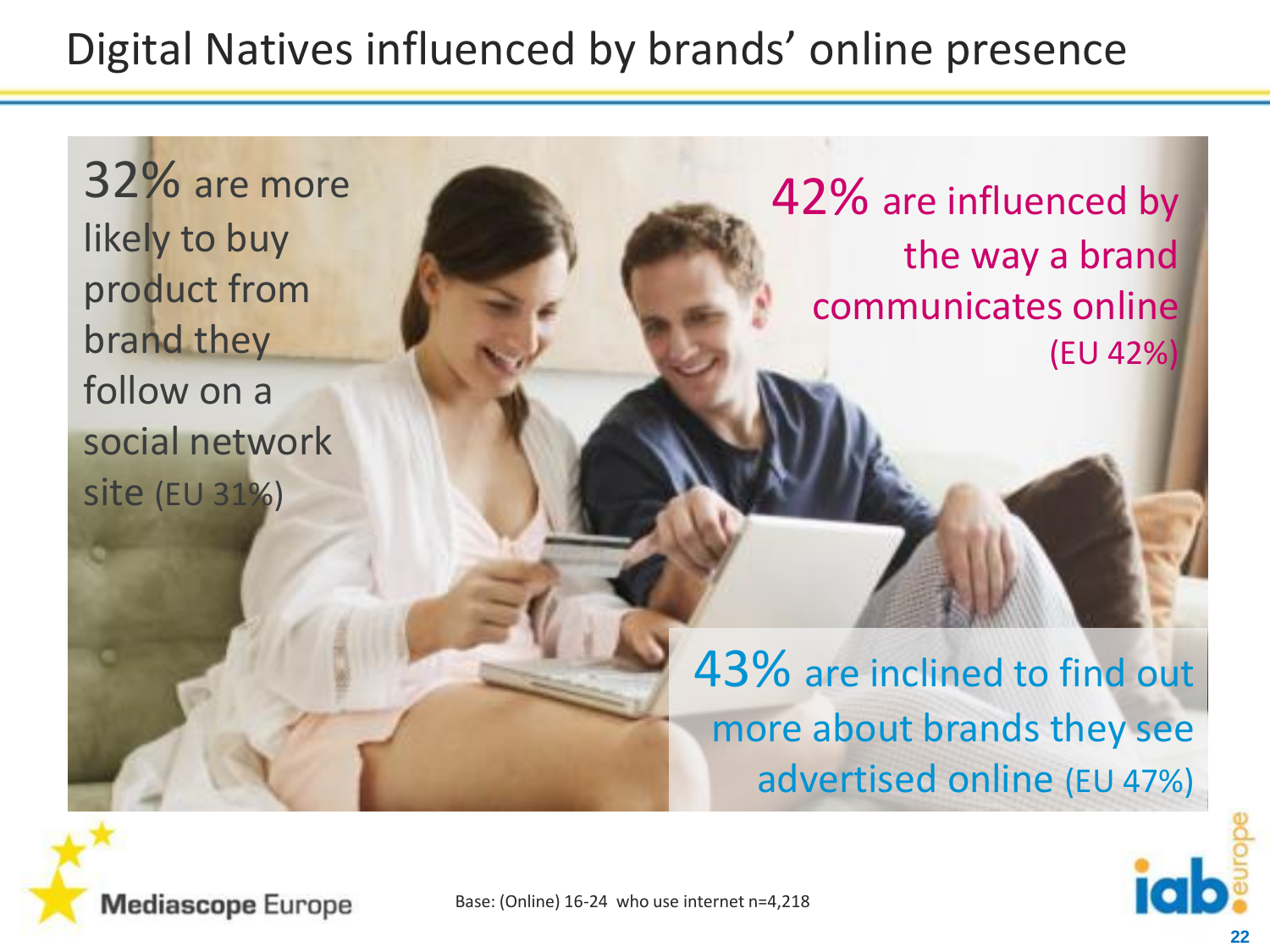# Digital Natives influenced by brands' online presence

32% are more likely to buy product from brand they follow on a social network site (EU 31%)

42% are influenced by the way a brand communicates online (EU 42%)

43% are inclined to find out more about brands they see advertised online (EU 47%)

Mediascope Europe

Base: (Online) 16-24 who use internet n=4,218

iab europe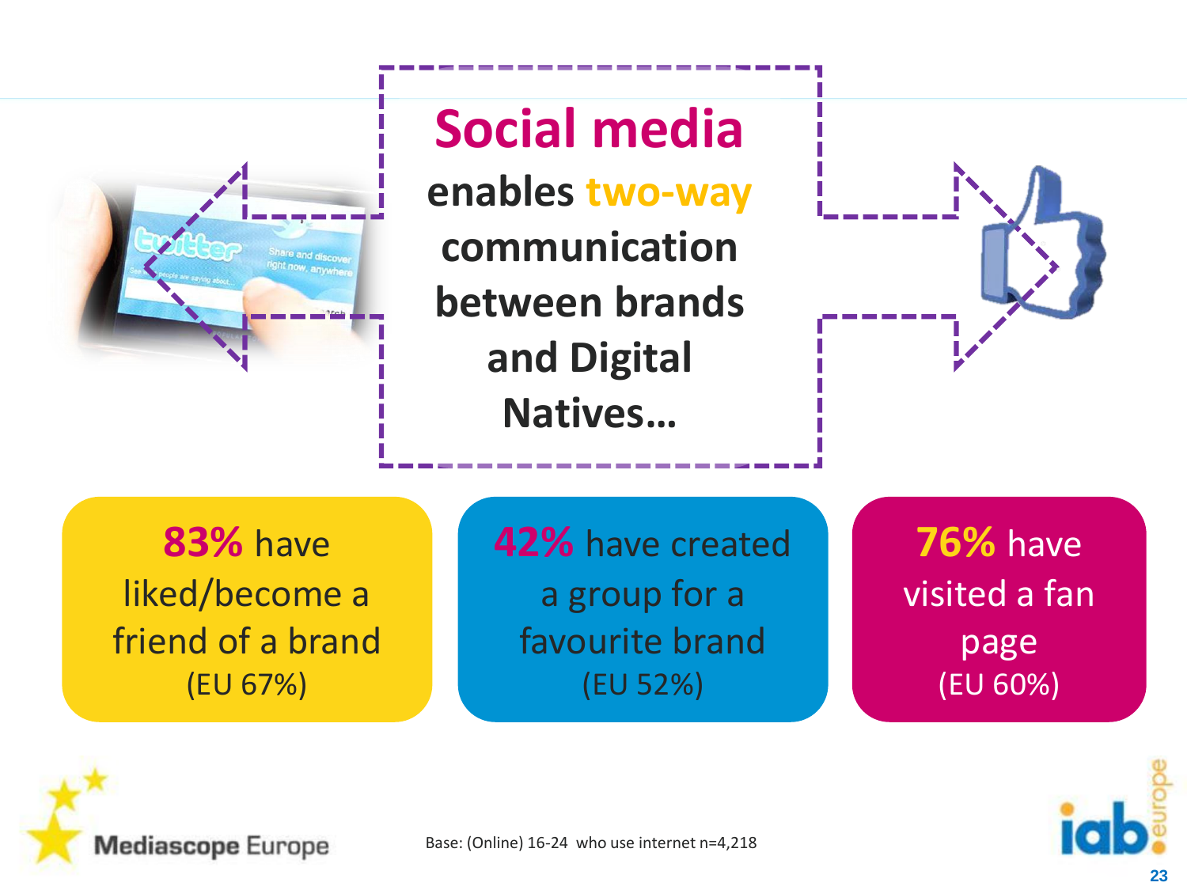# Social media

**enables two-way communication between brands and Digital Natives…**

**83%** have liked/become a friend of a brand (EU 67%)

**42%** have created a group for a favourite brand (EU 52%)

**76%** have visited a fan page (EU 60%)

Base: (Online) 16-24 who use internet n=4,218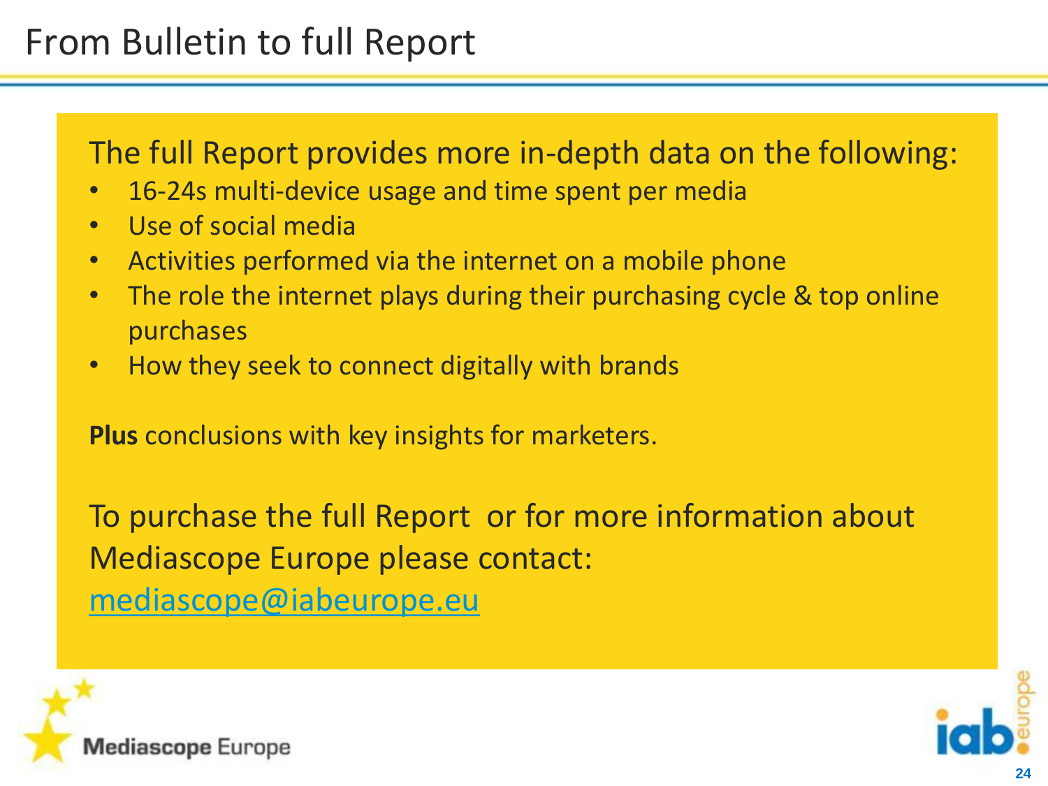# From Bulletin to full Report

The full Report provides more in-depth data on the following:

- 16-24s multi-device usage and time spent per media
- Use of social media
- Activities performed via the internet on a mobile phone
- The role the internet plays during their purchasing cycle & top online purchases
- How they seek to connect digitally with brands

**Plus** conclusions with key insights for marketers.

To purchase the full Report or for more information about Mediascope Europe please contact:
mediascope@iabeurope.eu

Mediascope Europe

iab europe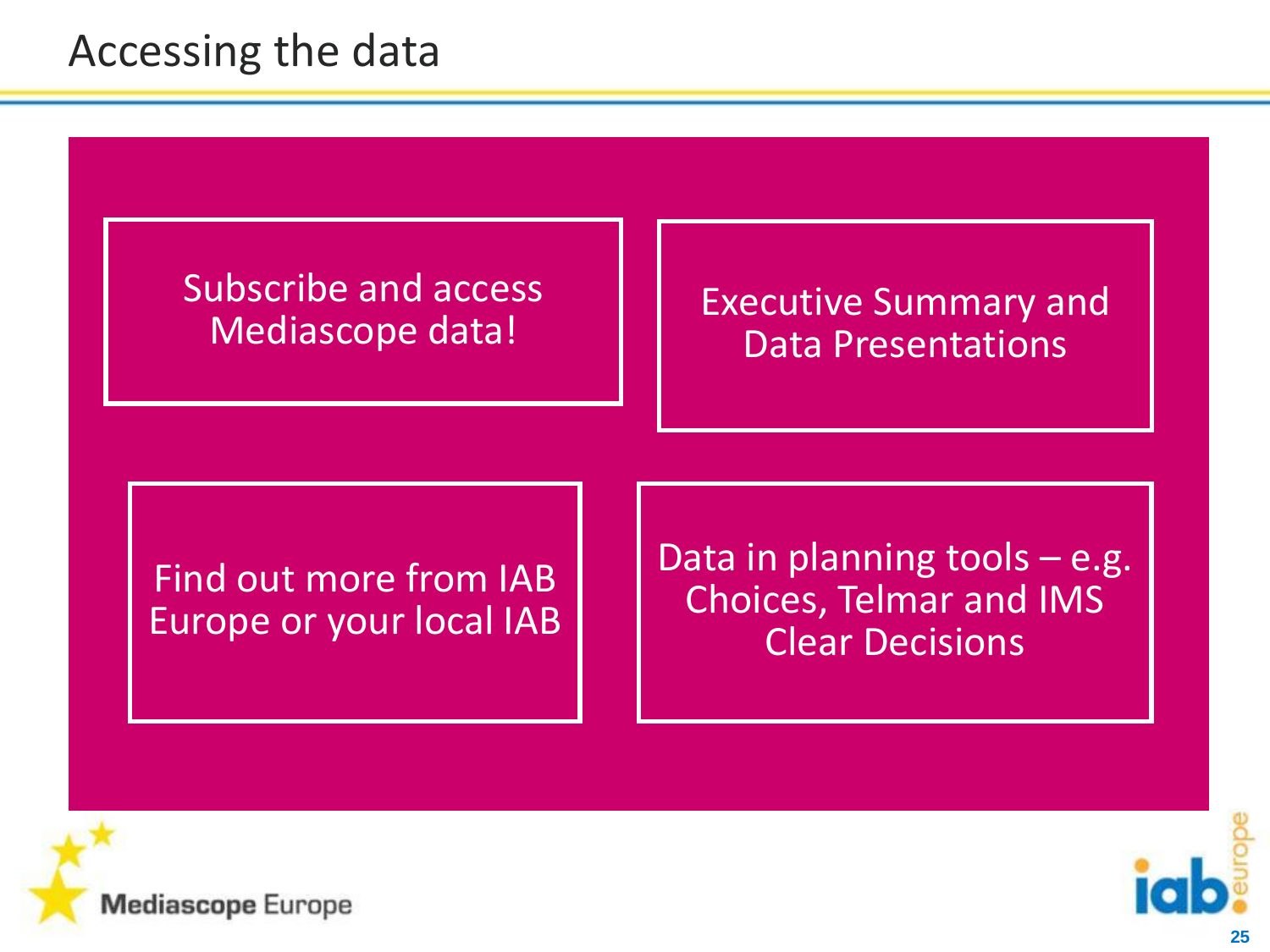# Accessing the data

- Subscribe and access Mediascope data!
- Executive Summary and Data Presentations
- Find out more from IAB Europe or your local IAB
- Data in planning tools – e.g. Choices, Telmar and IMS Clear Decisions

Mediascope Europe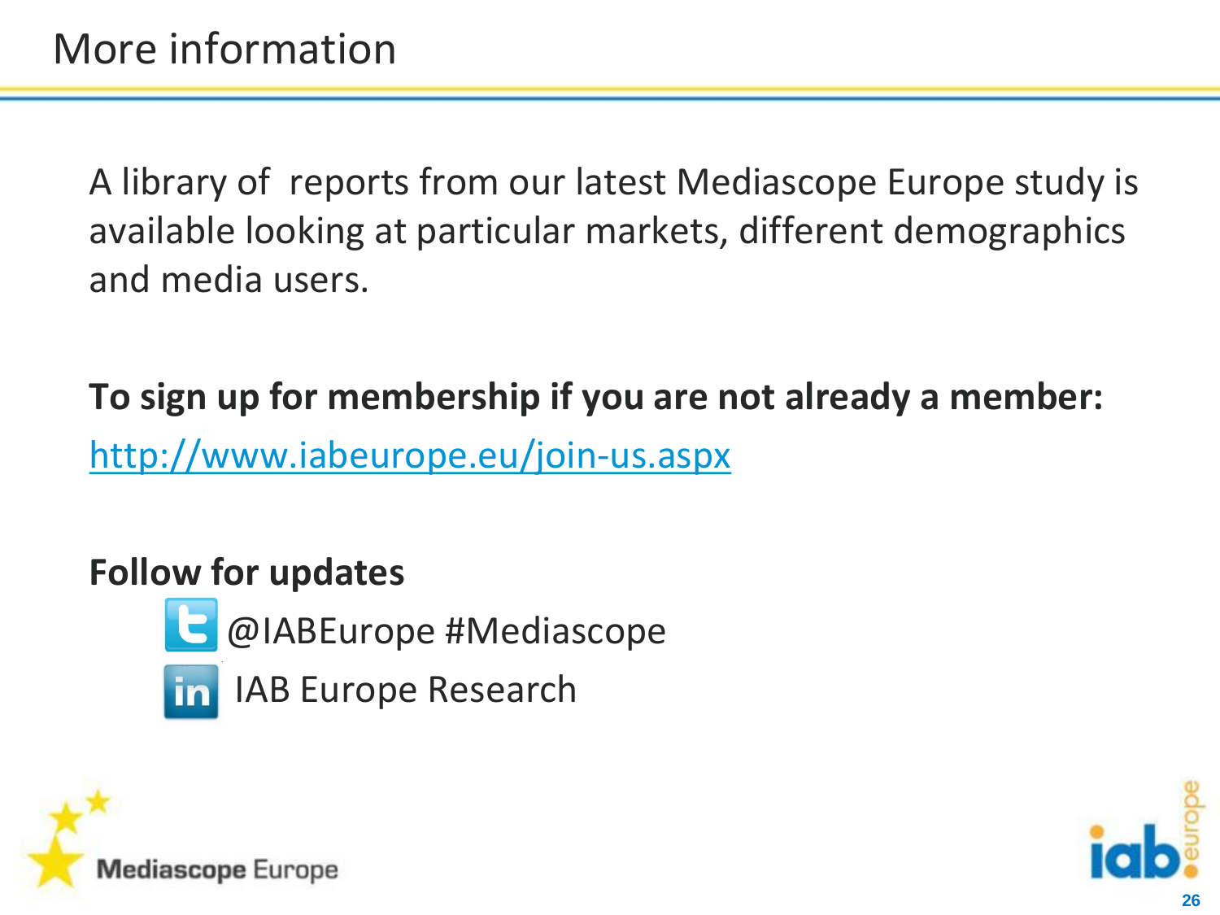# More information

A library of reports from our latest Mediascope Europe study is available looking at particular markets, different demographics and media users.

**To sign up for membership if you are not already a member:**

http://www.iabeurope.eu/join-us.aspx

**Follow for updates**

@IABEurope #Mediascope

IAB Europe Research

Mediascope Europe